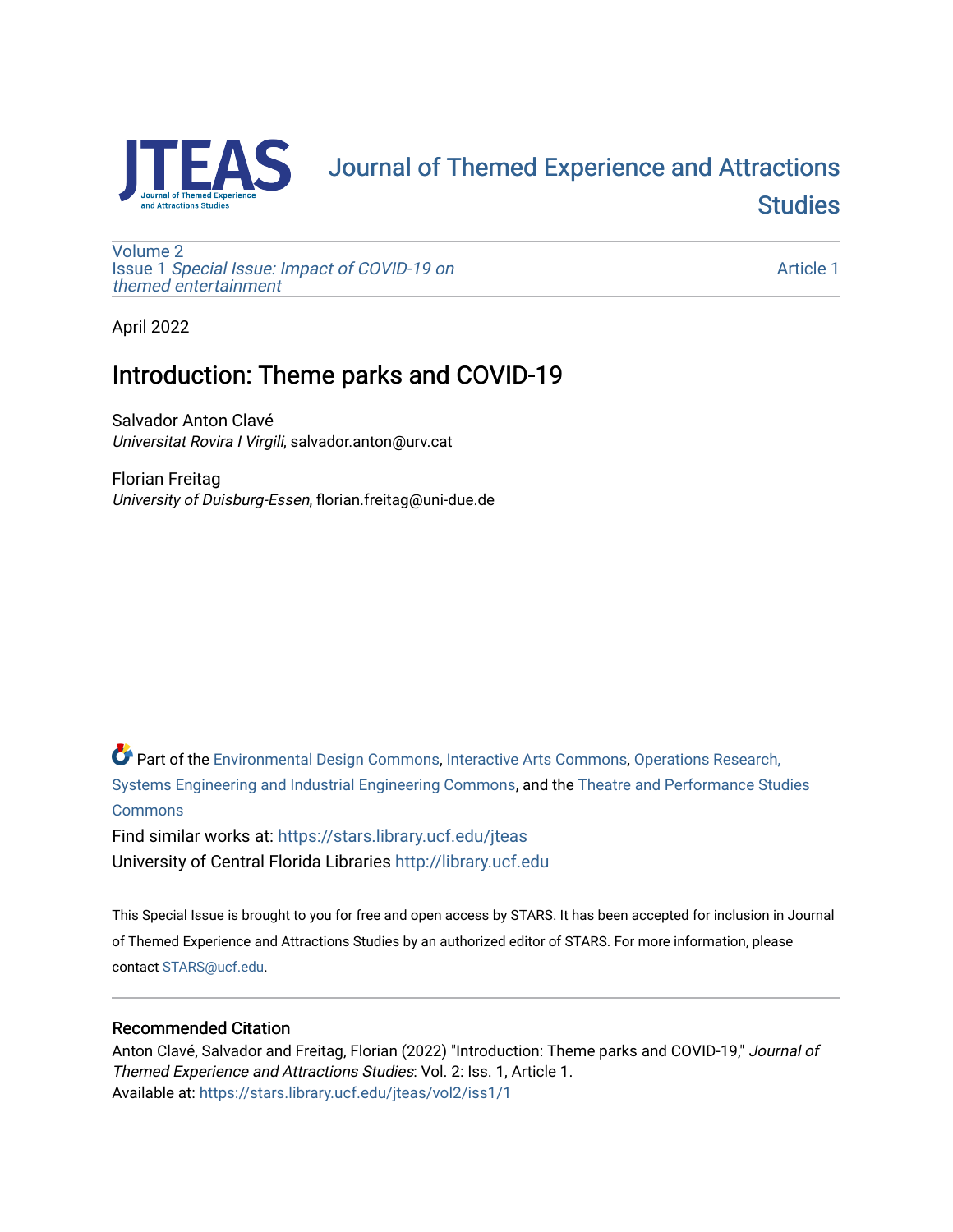# Journal of Themed Experience and Attractions Studies

Volume 2
Issue 1 *Special Issue: Impact of COVID-19 on themed entertainment*

Article 1

April 2022

## Introduction: Theme parks and COVID-19

Salvador Anton Clavé
*Universitat Rovira I Virgili*, salvador.anton@urv.cat

Florian Freitag
*University of Duisburg-Essen*, florian.freitag@uni-due.de

Part of the Environmental Design Commons, Interactive Arts Commons, Operations Research, Systems Engineering and Industrial Engineering Commons, and the Theatre and Performance Studies Commons

Find similar works at: https://stars.library.ucf.edu/jteas
University of Central Florida Libraries http://library.ucf.edu

This Special Issue is brought to you for free and open access by STARS. It has been accepted for inclusion in Journal of Themed Experience and Attractions Studies by an authorized editor of STARS. For more information, please contact STARS@ucf.edu.

### Recommended Citation

Anton Clavé, Salvador and Freitag, Florian (2022) "Introduction: Theme parks and COVID-19," *Journal of Themed Experience and Attractions Studies*: Vol. 2: Iss. 1, Article 1.
Available at: https://stars.library.ucf.edu/jteas/vol2/iss1/1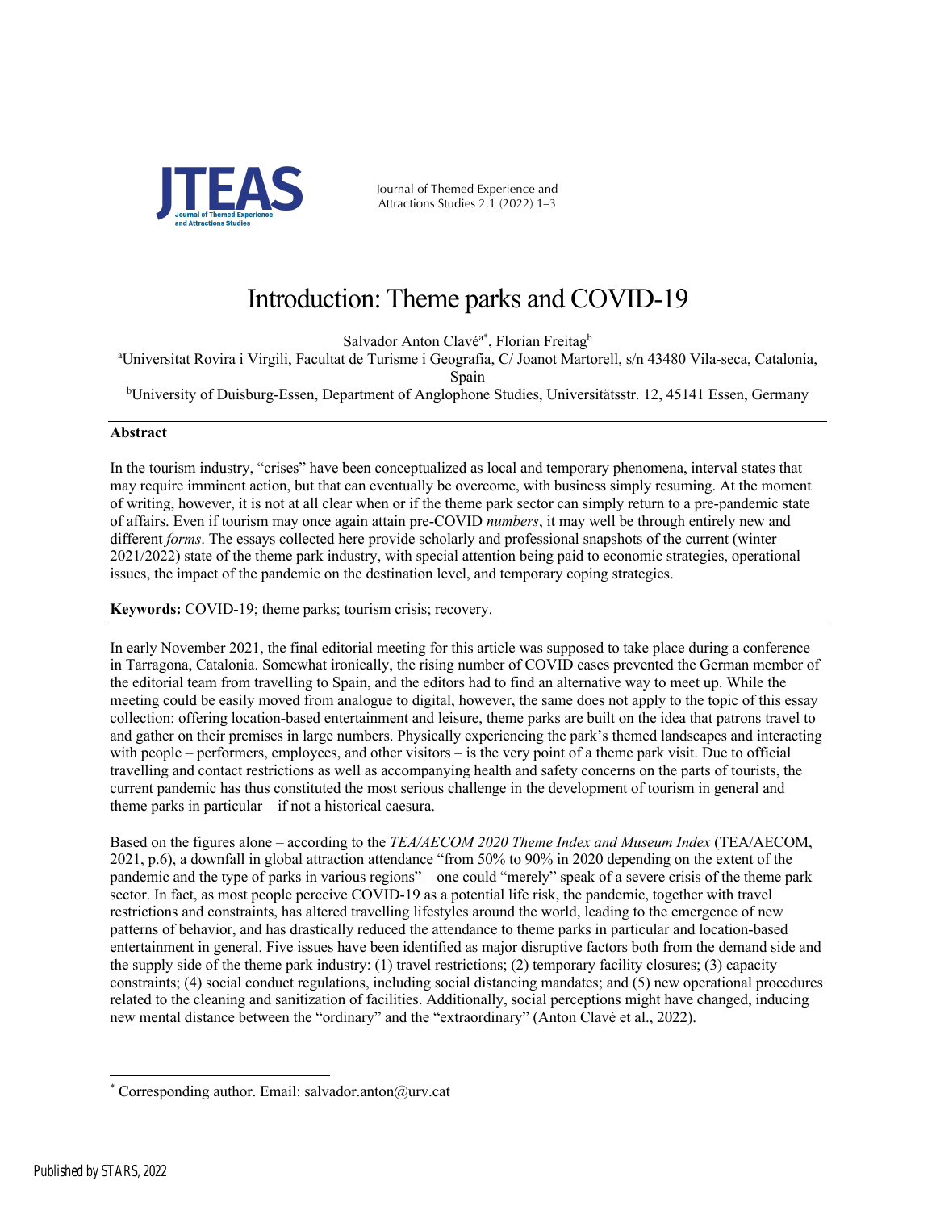# Introduction: Theme parks and COVID-19

Salvador Anton Clavé[a*], Florian Freitag[b]

[a]Universitat Rovira i Virgili, Facultat de Turisme i Geografia, C/ Joanot Martorell, s/n 43480 Vila-seca, Catalonia, Spain

[b]University of Duisburg-Essen, Department of Anglophone Studies, Universitätsstr. 12, 45141 Essen, Germany

## Abstract

In the tourism industry, "crises" have been conceptualized as local and temporary phenomena, interval states that may require imminent action, but that can eventually be overcome, with business simply resuming. At the moment of writing, however, it is not at all clear when or if the theme park sector can simply return to a pre-pandemic state of affairs. Even if tourism may once again attain pre-COVID *numbers*, it may well be through entirely new and different *forms*. The essays collected here provide scholarly and professional snapshots of the current (winter 2021/2022) state of the theme park industry, with special attention being paid to economic strategies, operational issues, the impact of the pandemic on the destination level, and temporary coping strategies.

**Keywords:** COVID-19; theme parks; tourism crisis; recovery.

In early November 2021, the final editorial meeting for this article was supposed to take place during a conference in Tarragona, Catalonia. Somewhat ironically, the rising number of COVID cases prevented the German member of the editorial team from travelling to Spain, and the editors had to find an alternative way to meet up. While the meeting could be easily moved from analogue to digital, however, the same does not apply to the topic of this essay collection: offering location-based entertainment and leisure, theme parks are built on the idea that patrons travel to and gather on their premises in large numbers. Physically experiencing the park's themed landscapes and interacting with people – performers, employees, and other visitors – is the very point of a theme park visit. Due to official travelling and contact restrictions as well as accompanying health and safety concerns on the parts of tourists, the current pandemic has thus constituted the most serious challenge in the development of tourism in general and theme parks in particular – if not a historical caesura.

Based on the figures alone – according to the *TEA/AECOM 2020 Theme Index and Museum Index* (TEA/AECOM, 2021, p.6), a downfall in global attraction attendance "from 50% to 90% in 2020 depending on the extent of the pandemic and the type of parks in various regions" – one could "merely" speak of a severe crisis of the theme park sector. In fact, as most people perceive COVID-19 as a potential life risk, the pandemic, together with travel restrictions and constraints, has altered travelling lifestyles around the world, leading to the emergence of new patterns of behavior, and has drastically reduced the attendance to theme parks in particular and location-based entertainment in general. Five issues have been identified as major disruptive factors both from the demand side and the supply side of the theme park industry: (1) travel restrictions; (2) temporary facility closures; (3) capacity constraints; (4) social conduct regulations, including social distancing mandates; and (5) new operational procedures related to the cleaning and sanitization of facilities. Additionally, social perceptions might have changed, inducing new mental distance between the "ordinary" and the "extraordinary" (Anton Clavé et al., 2022).

* Corresponding author. Email: salvador.anton@urv.cat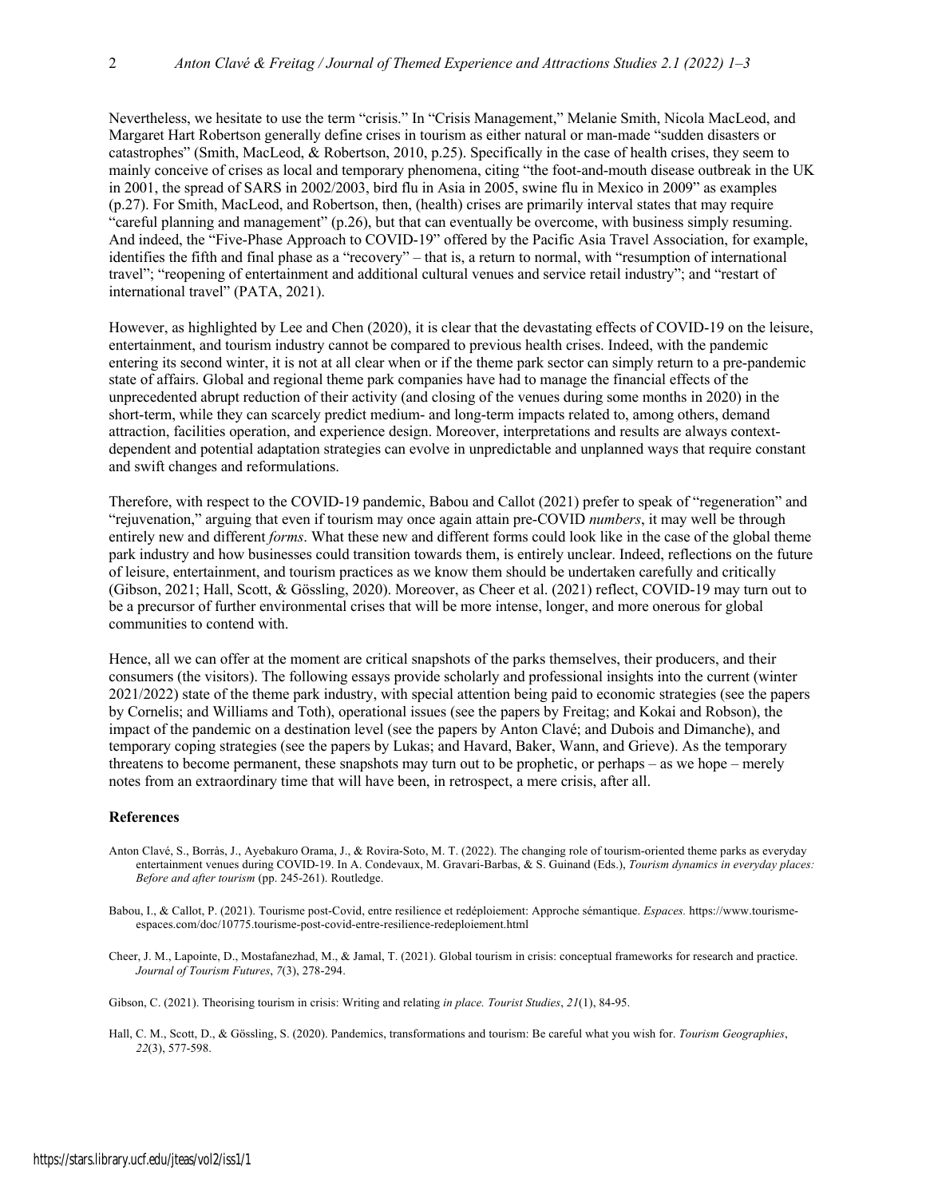Nevertheless, we hesitate to use the term "crisis." In "Crisis Management," Melanie Smith, Nicola MacLeod, and Margaret Hart Robertson generally define crises in tourism as either natural or man-made "sudden disasters or catastrophes" (Smith, MacLeod, & Robertson, 2010, p.25). Specifically in the case of health crises, they seem to mainly conceive of crises as local and temporary phenomena, citing "the foot-and-mouth disease outbreak in the UK in 2001, the spread of SARS in 2002/2003, bird flu in Asia in 2005, swine flu in Mexico in 2009" as examples (p.27). For Smith, MacLeod, and Robertson, then, (health) crises are primarily interval states that may require "careful planning and management" (p.26), but that can eventually be overcome, with business simply resuming. And indeed, the "Five-Phase Approach to COVID-19" offered by the Pacific Asia Travel Association, for example, identifies the fifth and final phase as a "recovery" – that is, a return to normal, with "resumption of international travel"; "reopening of entertainment and additional cultural venues and service retail industry"; and "restart of international travel" (PATA, 2021).

However, as highlighted by Lee and Chen (2020), it is clear that the devastating effects of COVID-19 on the leisure, entertainment, and tourism industry cannot be compared to previous health crises. Indeed, with the pandemic entering its second winter, it is not at all clear when or if the theme park sector can simply return to a pre-pandemic state of affairs. Global and regional theme park companies have had to manage the financial effects of the unprecedented abrupt reduction of their activity (and closing of the venues during some months in 2020) in the short-term, while they can scarcely predict medium- and long-term impacts related to, among others, demand attraction, facilities operation, and experience design. Moreover, interpretations and results are always context-dependent and potential adaptation strategies can evolve in unpredictable and unplanned ways that require constant and swift changes and reformulations.

Therefore, with respect to the COVID-19 pandemic, Babou and Callot (2021) prefer to speak of "regeneration" and "rejuvenation," arguing that even if tourism may once again attain pre-COVID *numbers*, it may well be through entirely new and different *forms*. What these new and different forms could look like in the case of the global theme park industry and how businesses could transition towards them, is entirely unclear. Indeed, reflections on the future of leisure, entertainment, and tourism practices as we know them should be undertaken carefully and critically (Gibson, 2021; Hall, Scott, & Gössling, 2020). Moreover, as Cheer et al. (2021) reflect, COVID-19 may turn out to be a precursor of further environmental crises that will be more intense, longer, and more onerous for global communities to contend with.

Hence, all we can offer at the moment are critical snapshots of the parks themselves, their producers, and their consumers (the visitors). The following essays provide scholarly and professional insights into the current (winter 2021/2022) state of the theme park industry, with special attention being paid to economic strategies (see the papers by Cornelis; and Williams and Toth), operational issues (see the papers by Freitag; and Kokai and Robson), the impact of the pandemic on a destination level (see the papers by Anton Clavé; and Dubois and Dimanche), and temporary coping strategies (see the papers by Lukas; and Havard, Baker, Wann, and Grieve). As the temporary threatens to become permanent, these snapshots may turn out to be prophetic, or perhaps – as we hope – merely notes from an extraordinary time that will have been, in retrospect, a mere crisis, after all.

## References

Anton Clavé, S., Borràs, J., Ayebakuro Orama, J., & Rovira-Soto, M. T. (2022). The changing role of tourism-oriented theme parks as everyday entertainment venues during COVID-19. In A. Condevaux, M. Gravari-Barbas, & S. Guinand (Eds.), *Tourism dynamics in everyday places: Before and after tourism* (pp. 245-261). Routledge.

Babou, I., & Callot, P. (2021). Tourisme post-Covid, entre resilience et redéploiement: Approche sémantique. *Espaces.* https://www.tourisme-espaces.com/doc/10775.tourisme-post-covid-entre-resilience-redeploiement.html

Cheer, J. M., Lapointe, D., Mostafanezhad, M., & Jamal, T. (2021). Global tourism in crisis: conceptual frameworks for research and practice. *Journal of Tourism Futures*, *7*(3), 278-294.

Gibson, C. (2021). Theorising tourism in crisis: Writing and relating *in place. Tourist Studies*, *21*(1), 84-95.

Hall, C. M., Scott, D., & Gössling, S. (2020). Pandemics, transformations and tourism: Be careful what you wish for. *Tourism Geographies*, *22*(3), 577-598.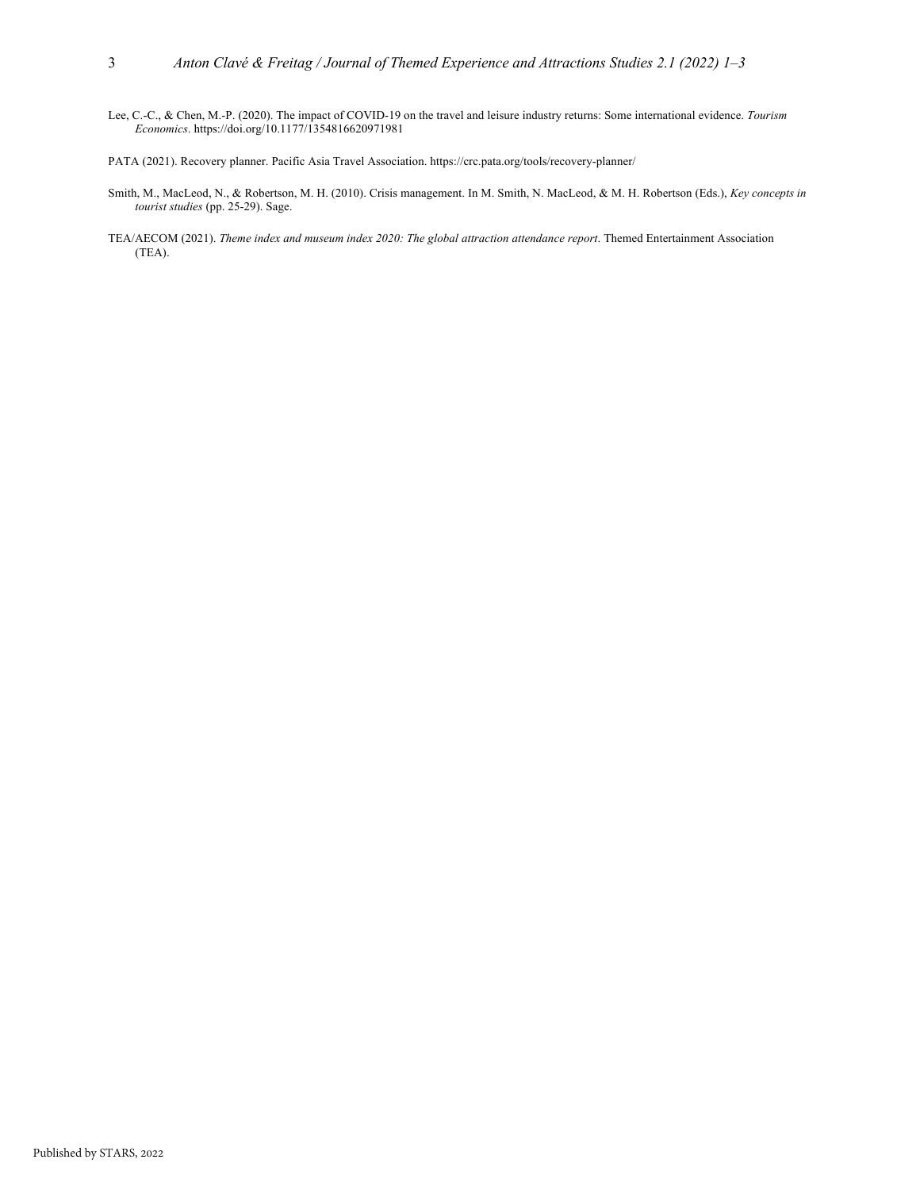Lee, C.-C., & Chen, M.-P. (2020). The impact of COVID-19 on the travel and leisure industry returns: Some international evidence. *Tourism Economics*. https://doi.org/10.1177/1354816620971981

PATA (2021). Recovery planner. Pacific Asia Travel Association. https://crc.pata.org/tools/recovery-planner/

Smith, M., MacLeod, N., & Robertson, M. H. (2010). Crisis management. In M. Smith, N. MacLeod, & M. H. Robertson (Eds.), *Key concepts in tourist studies* (pp. 25-29). Sage.

TEA/AECOM (2021). *Theme index and museum index 2020: The global attraction attendance report*. Themed Entertainment Association (TEA).